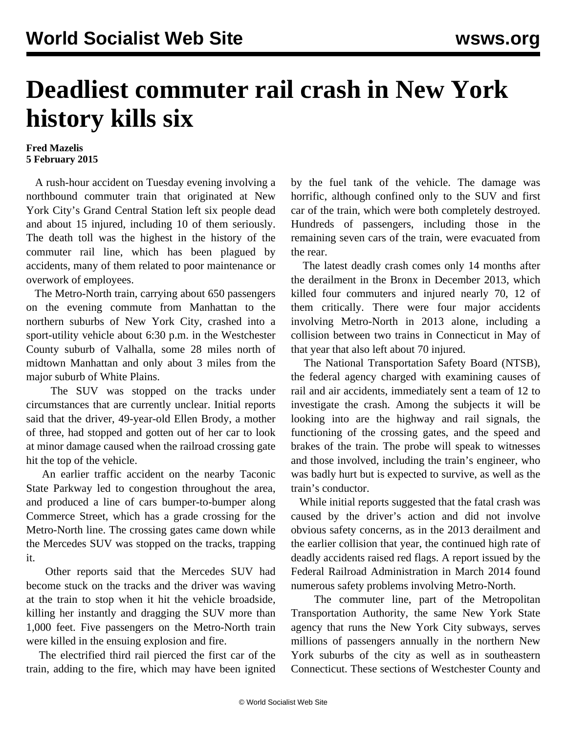# Deadliest commuter rail crash in New York history kills six

**Fred Mazelis**
**5 February 2015**

A rush-hour accident on Tuesday evening involving a northbound commuter train that originated at New York City's Grand Central Station left six people dead and about 15 injured, including 10 of them seriously. The death toll was the highest in the history of the commuter rail line, which has been plagued by accidents, many of them related to poor maintenance or overwork of employees.

The Metro-North train, carrying about 650 passengers on the evening commute from Manhattan to the northern suburbs of New York City, crashed into a sport-utility vehicle about 6:30 p.m. in the Westchester County suburb of Valhalla, some 28 miles north of midtown Manhattan and only about 3 miles from the major suburb of White Plains.

The SUV was stopped on the tracks under circumstances that are currently unclear. Initial reports said that the driver, 49-year-old Ellen Brody, a mother of three, had stopped and gotten out of her car to look at minor damage caused when the railroad crossing gate hit the top of the vehicle.

An earlier traffic accident on the nearby Taconic State Parkway led to congestion throughout the area, and produced a line of cars bumper-to-bumper along Commerce Street, which has a grade crossing for the Metro-North line. The crossing gates came down while the Mercedes SUV was stopped on the tracks, trapping it.

Other reports said that the Mercedes SUV had become stuck on the tracks and the driver was waving at the train to stop when it hit the vehicle broadside, killing her instantly and dragging the SUV more than 1,000 feet. Five passengers on the Metro-North train were killed in the ensuing explosion and fire.

The electrified third rail pierced the first car of the train, adding to the fire, which may have been ignited by the fuel tank of the vehicle. The damage was horrific, although confined only to the SUV and first car of the train, which were both completely destroyed. Hundreds of passengers, including those in the remaining seven cars of the train, were evacuated from the rear.

The latest deadly crash comes only 14 months after the derailment in the Bronx in December 2013, which killed four commuters and injured nearly 70, 12 of them critically. There were four major accidents involving Metro-North in 2013 alone, including a collision between two trains in Connecticut in May of that year that also left about 70 injured.

The National Transportation Safety Board (NTSB), the federal agency charged with examining causes of rail and air accidents, immediately sent a team of 12 to investigate the crash. Among the subjects it will be looking into are the highway and rail signals, the functioning of the crossing gates, and the speed and brakes of the train. The probe will speak to witnesses and those involved, including the train's engineer, who was badly hurt but is expected to survive, as well as the train's conductor.

While initial reports suggested that the fatal crash was caused by the driver's action and did not involve obvious safety concerns, as in the 2013 derailment and the earlier collision that year, the continued high rate of deadly accidents raised red flags. A report issued by the Federal Railroad Administration in March 2014 found numerous safety problems involving Metro-North.

The commuter line, part of the Metropolitan Transportation Authority, the same New York State agency that runs the New York City subways, serves millions of passengers annually in the northern New York suburbs of the city as well as in southeastern Connecticut. These sections of Westchester County and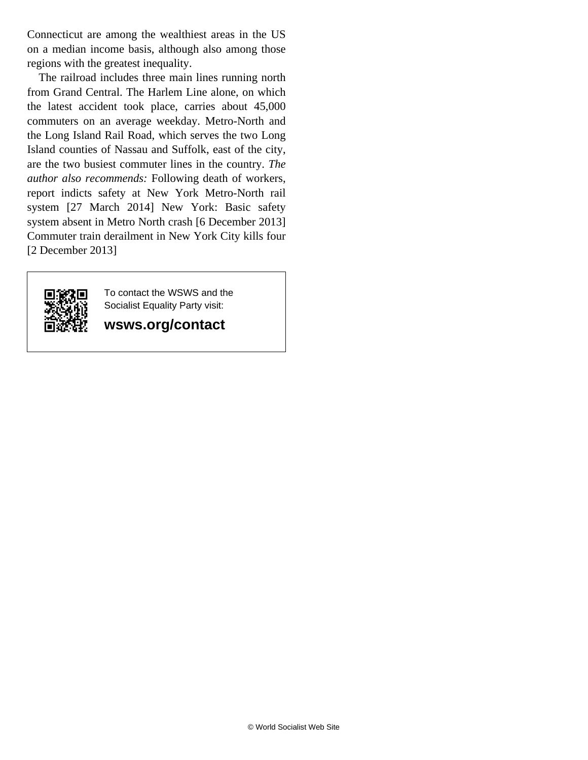Connecticut are among the wealthiest areas in the US on a median income basis, although also among those regions with the greatest inequality.

The railroad includes three main lines running north from Grand Central. The Harlem Line alone, on which the latest accident took place, carries about 45,000 commuters on an average weekday. Metro-North and the Long Island Rail Road, which serves the two Long Island counties of Nassau and Suffolk, east of the city, are the two busiest commuter lines in the country. *The author also recommends:* Following death of workers, report indicts safety at New York Metro-North rail system [27 March 2014] New York: Basic safety system absent in Metro North crash [6 December 2013] Commuter train derailment in New York City kills four [2 December 2013]

To contact the WSWS and the Socialist Equality Party visit:

**wsws.org/contact**